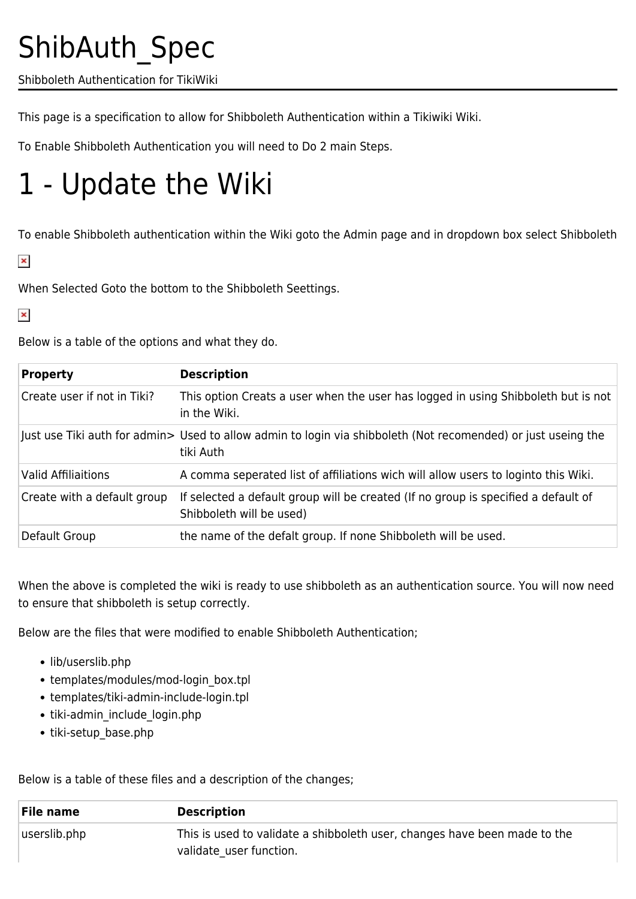# ShibAuth_Spec

Shibboleth Authentication for TikiWiki

This page is a specification to allow for Shibboleth Authentication within a Tikiwiki Wiki.

To Enable Shibboleth Authentication you will need to Do 2 main Steps.

# 1 - Update the Wiki

To enable Shibboleth authentication within the Wiki goto the Admin page and in dropdown box select Shibboleth

When Selected Goto the bottom to the Shibboleth Seettings.

Below is a table of the options and what they do.

| Property | Description |
|---|---|
| Create user if not in Tiki? | This option Creats a user when the user has logged in using Shibboleth but is not in the Wiki. |
| Just use Tiki auth for admin> | Used to allow admin to login via shibboleth (Not recomended) or just useing the tiki Auth |
| Valid Affiliaitions | A comma seperated list of affiliations wich will allow users to loginto this Wiki. |
| Create with a default group | If selected a default group will be created (If no group is specified a default of Shibboleth will be used) |
| Default Group | the name of the defalt group. If none Shibboleth will be used. |

When the above is completed the wiki is ready to use shibboleth as an authentication source. You will now need to ensure that shibboleth is setup correctly.

Below are the files that were modified to enable Shibboleth Authentication;

- lib/userslib.php
- templates/modules/mod-login_box.tpl
- templates/tiki-admin-include-login.tpl
- tiki-admin_include_login.php
- tiki-setup_base.php

Below is a table of these files and a description of the changes;

| File name | Description |
|---|---|
| userslib.php | This is used to validate a shibboleth user, changes have been made to the validate_user function. |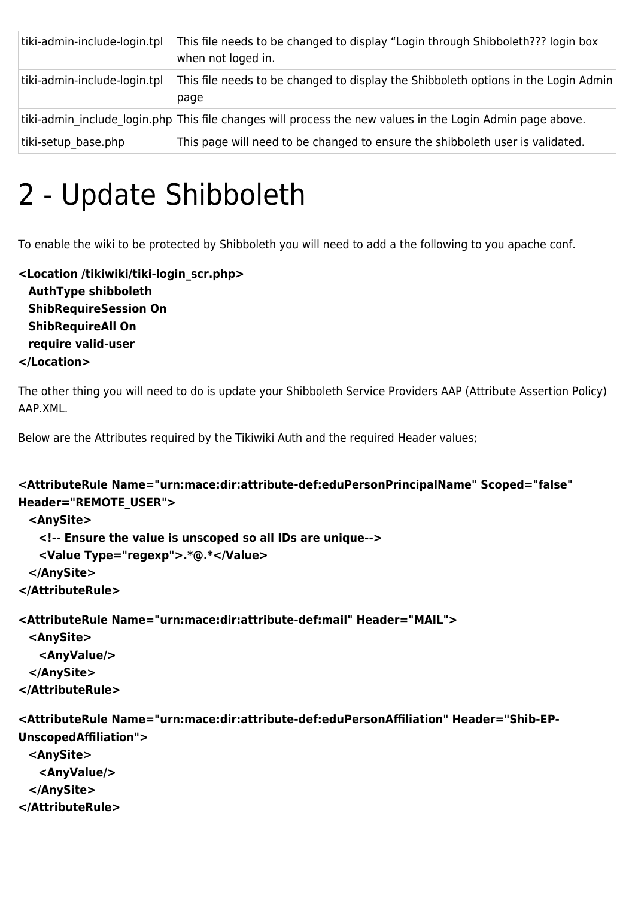| | |
|---|---|
| tiki-admin-include-login.tpl | This file needs to be changed to display "Login through Shibboleth??? login box when not loged in. |
| tiki-admin-include-login.tpl | This file needs to be changed to display the Shibboleth options in the Login Admin page |
| tiki-admin_include_login.php | This file changes will process the new values in the Login Admin page above. |
| tiki-setup_base.php | This page will need to be changed to ensure the shibboleth user is validated. |

# 2 - Update Shibboleth

To enable the wiki to be protected by Shibboleth you will need to add a the following to you apache conf.

```
<Location /tikiwiki/tiki-login_scr.php>
  AuthType shibboleth
  ShibRequireSession On
  ShibRequireAll On
  require valid-user
</Location>
```

The other thing you will need to do is update your Shibboleth Service Providers AAP (Attribute Assertion Policy) AAP.XML.

Below are the Attributes required by the Tikiwiki Auth and the required Header values;

```
<AttributeRule Name="urn:mace:dir:attribute-def:eduPersonPrincipalName" Scoped="false"
Header="REMOTE_USER">
  <AnySite>
    <!-- Ensure the value is unscoped so all IDs are unique-->
    <Value Type="regexp">.*@.*</Value>
  </AnySite>
</AttributeRule>

<AttributeRule Name="urn:mace:dir:attribute-def:mail" Header="MAIL">
  <AnySite>
    <AnyValue/>
  </AnySite>
</AttributeRule>

<AttributeRule Name="urn:mace:dir:attribute-def:eduPersonAffiliation" Header="Shib-EP-
UnscopedAffiliation">
  <AnySite>
    <AnyValue/>
  </AnySite>
</AttributeRule>
```